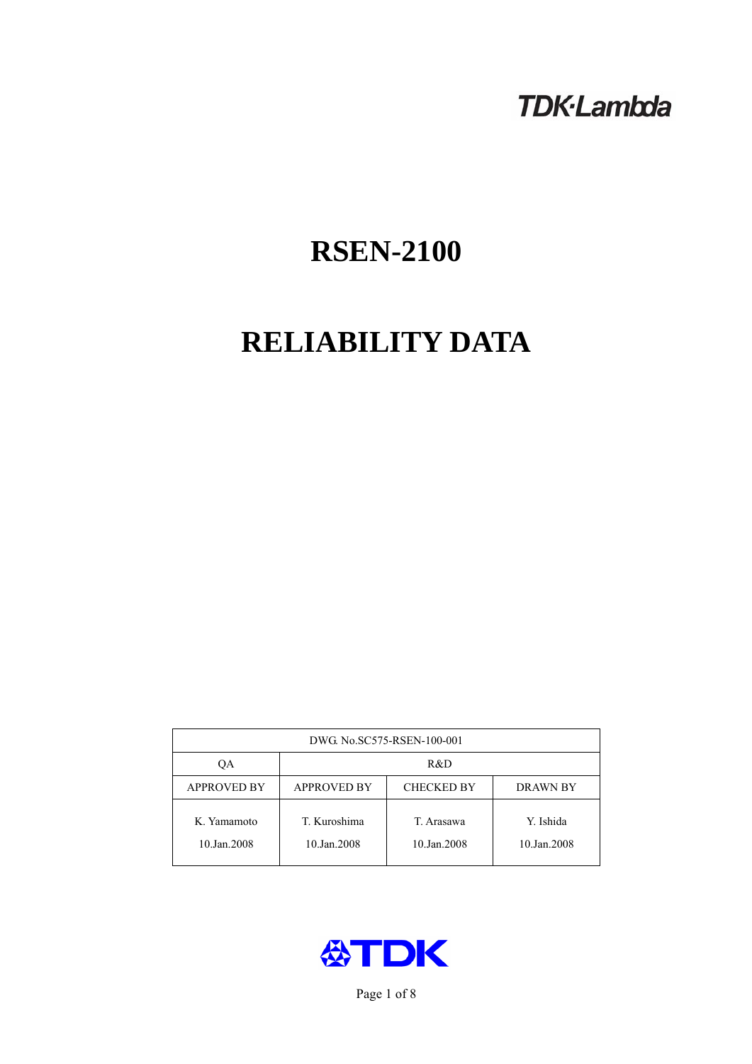TDK·Lambda

# RSEN-2100

# RELIABILITY DATA

| DWG. No.SC575-RSEN-100-001 | | | |
|---|---|---|---|
| QA | R&D | | |
| APPROVED BY | APPROVED BY | CHECKED BY | DRAWN BY |
| K. Yamamoto<br>10.Jan.2008 | T. Kuroshima<br>10.Jan.2008 | T. Arasawa<br>10.Jan.2008 | Y. Ishida<br>10.Jan.2008 |

TDK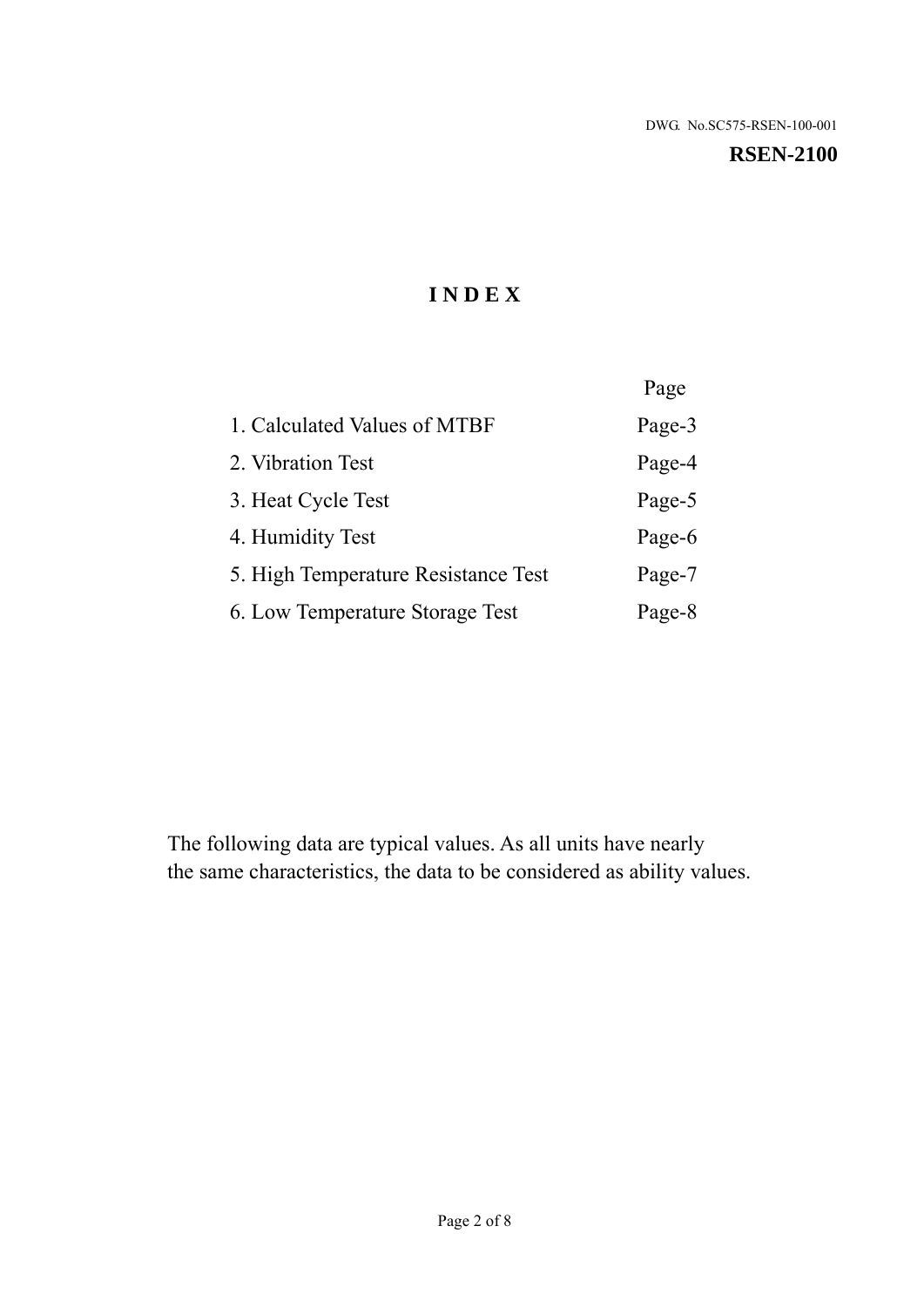DWG. No.SC575-RSEN-100-001

**RSEN-2100**

# INDEX

| | Page |
|---|---|
| 1. Calculated Values of MTBF | Page-3 |
| 2. Vibration Test | Page-4 |
| 3. Heat Cycle Test | Page-5 |
| 4. Humidity Test | Page-6 |
| 5. High Temperature Resistance Test | Page-7 |
| 6. Low Temperature Storage Test | Page-8 |

The following data are typical values. As all units have nearly the same characteristics, the data to be considered as ability values.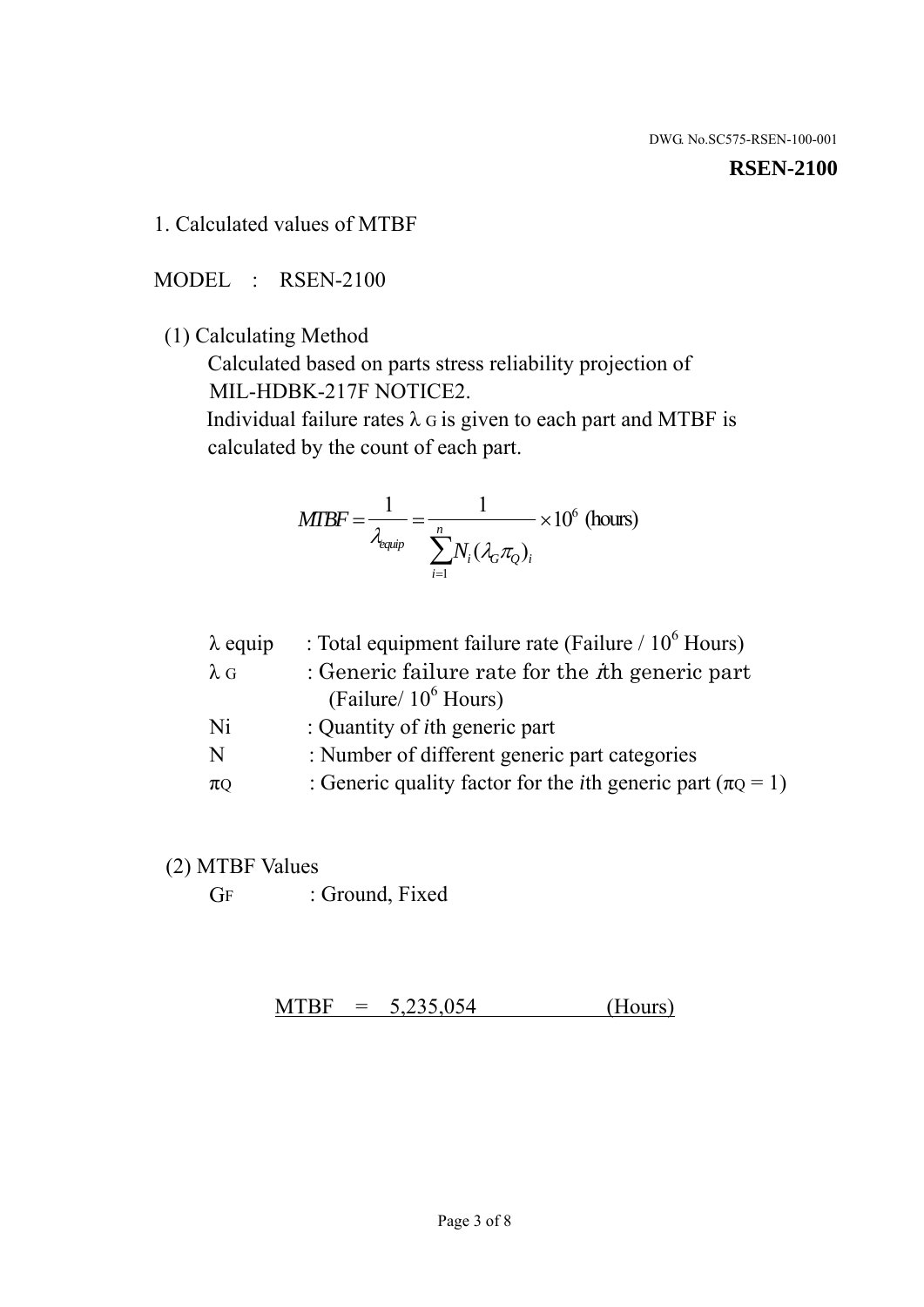DWG. No.SC575-RSEN-100-001

**RSEN-2100**

## 1. Calculated values of MTBF

MODEL : RSEN-2100

(1) Calculating Method

Calculated based on parts stress reliability projection of MIL-HDBK-217F NOTICE2.

Individual failure rates $\lambda_G$ is given to each part and MTBF is calculated by the count of each part.

$$MTBF = \frac{1}{\lambda_{equip}} = \frac{1}{\sum_{i=1}^{n} N_i (\lambda_G \pi_Q)_i} \times 10^6 \text{ (hours)}$$

| | |
|---|---|
| $\lambda$ equip | : Total equipment failure rate (Failure / $10^6$ Hours) |
| $\lambda_G$ | : Generic failure rate for the $i$th generic part (Failure/ $10^6$ Hours) |
| Ni | : Quantity of $i$th generic part |
| N | : Number of different generic part categories |
| $\pi_Q$ | : Generic quality factor for the $i$th generic part ($\pi_Q = 1$) |

(2) MTBF Values

$G_F$ : Ground, Fixed

MTBF = 5,235,054 (Hours)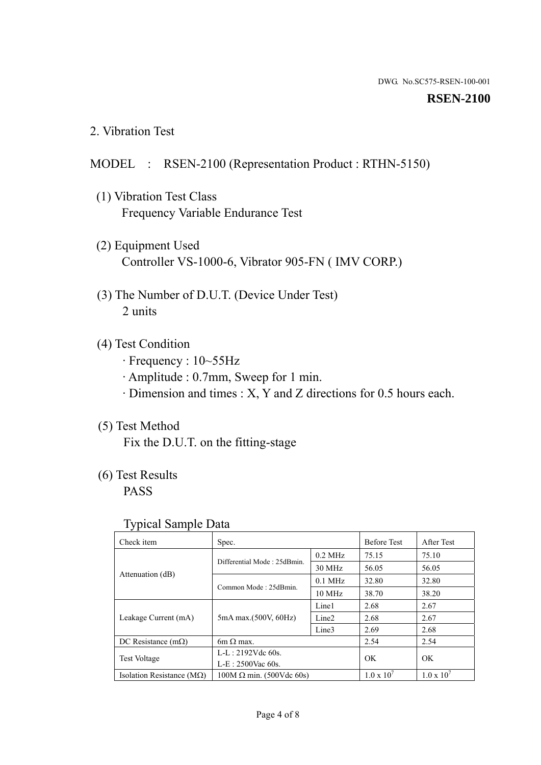DWG. No.SC575-RSEN-100-001

**RSEN-2100**

## 2. Vibration Test

MODEL : RSEN-2100 (Representation Product : RTHN-5150)

(1) Vibration Test Class
Frequency Variable Endurance Test

(2) Equipment Used
Controller VS-1000-6, Vibrator 905-FN ( IMV CORP.)

(3) The Number of D.U.T. (Device Under Test)
2 units

(4) Test Condition
· Frequency : 10~55Hz
· Amplitude : 0.7mm, Sweep for 1 min.
· Dimension and times : X, Y and Z directions for 0.5 hours each.

(5) Test Method
Fix the D.U.T. on the fitting-stage

(6) Test Results
PASS

Typical Sample Data

| Check item | Spec. | | Before Test | After Test |
|---|---|---|---|---|
| Attenuation (dB) | Differential Mode : 25dBmin. | 0.2 MHz | 75.15 | 75.10 |
| | | 30 MHz | 56.05 | 56.05 |
| | Common Mode : 25dBmin. | 0.1 MHz | 32.80 | 32.80 |
| | | 10 MHz | 38.70 | 38.20 |
| Leakage Current (mA) | 5mA max.(500V, 60Hz) | Line1 | 2.68 | 2.67 |
| | | Line2 | 2.68 | 2.67 |
| | | Line3 | 2.69 | 2.68 |
| DC Resistance (mΩ) | 6m Ω max. | | 2.54 | 2.54 |
| Test Voltage | L-L : 2192Vdc 60s.<br>L-E : 2500Vac 60s. | | OK | OK |
| Isolation Resistance (MΩ) | 100M Ω min. (500Vdc 60s) | | $1.0 \times 10^{7}$ | $1.0 \times 10^{7}$ |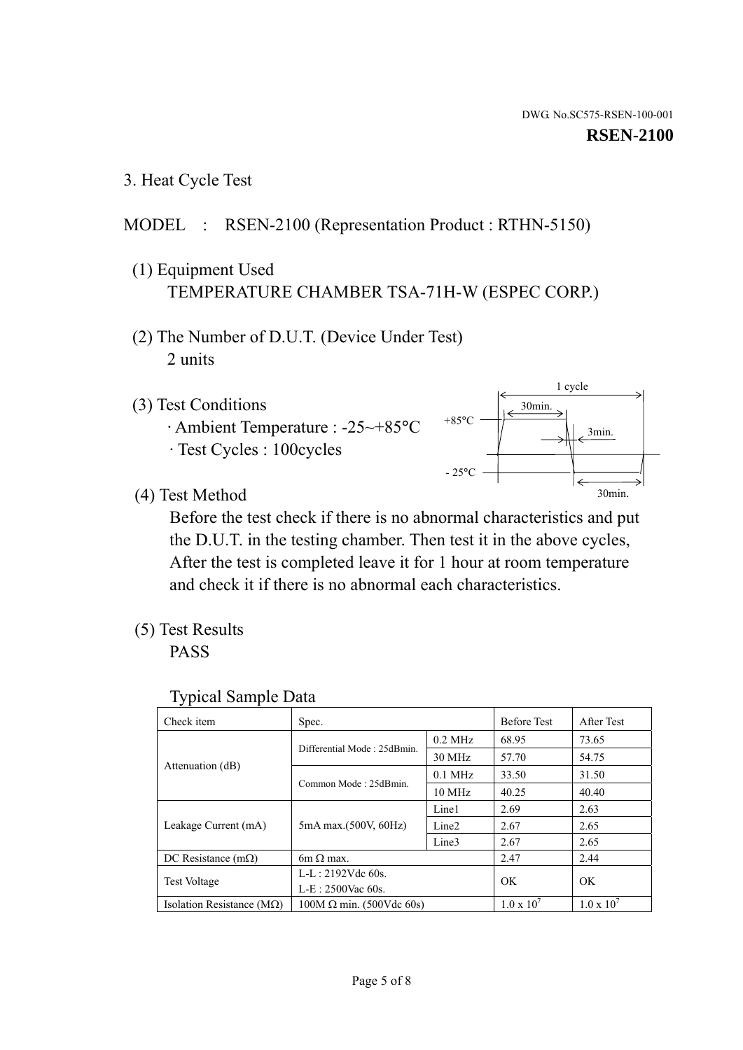DWG. No.SC575-RSEN-100-001

**RSEN-2100**

3. Heat Cycle Test

MODEL : RSEN-2100 (Representation Product : RTHN-5150)

(1) Equipment Used

TEMPERATURE CHAMBER TSA-71H-W (ESPEC CORP.)

(2) The Number of D.U.T. (Device Under Test)

2 units

(3) Test Conditions

· Ambient Temperature : -25~+85°C

· Test Cycles : 100cycles

1 cycle

+85°C 30min. 3min.

- 25°C 30min.

(4) Test Method

Before the test check if there is no abnormal characteristics and put the D.U.T. in the testing chamber. Then test it in the above cycles, After the test is completed leave it for 1 hour at room temperature and check it if there is no abnormal each characteristics.

(5) Test Results

PASS

Typical Sample Data

| Check item | Spec. | | Before Test | After Test |
|---|---|---|---|---|
| Attenuation (dB) | Differential Mode : 25dBmin. | 0.2 MHz | 68.95 | 73.65 |
| | | 30 MHz | 57.70 | 54.75 |
| | Common Mode : 25dBmin. | 0.1 MHz | 33.50 | 31.50 |
| | | 10 MHz | 40.25 | 40.40 |
| Leakage Current (mA) | 5mA max.(500V, 60Hz) | Line1 | 2.69 | 2.63 |
| | | Line2 | 2.67 | 2.65 |
| | | Line3 | 2.67 | 2.65 |
| DC Resistance (mΩ) | 6m Ω max. | | 2.47 | 2.44 |
| Test Voltage | L-L : 2192Vdc 60s.<br>L-E : 2500Vac 60s. | | OK | OK |
| Isolation Resistance (MΩ) | 100M Ω min. (500Vdc 60s) | | $1.0 \times 10^7$ | $1.0 \times 10^7$ |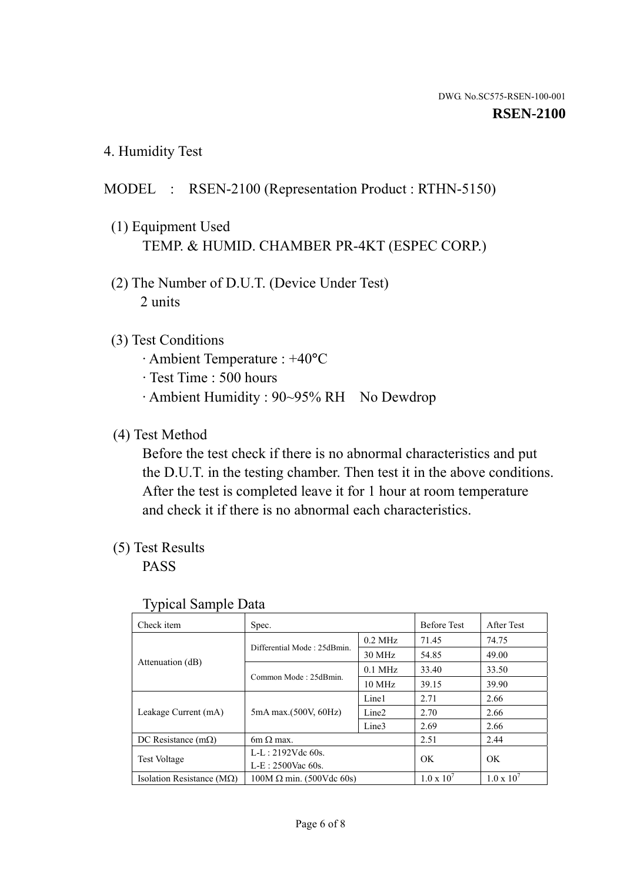DWG. No.SC575-RSEN-100-001

**RSEN-2100**

## 4. Humidity Test

MODEL : RSEN-2100 (Representation Product : RTHN-5150)

(1) Equipment Used

TEMP. & HUMID. CHAMBER PR-4KT (ESPEC CORP.)

(2) The Number of D.U.T. (Device Under Test)

2 units

(3) Test Conditions

· Ambient Temperature : +40°C

· Test Time : 500 hours

· Ambient Humidity : 90~95% RH No Dewdrop

(4) Test Method

Before the test check if there is no abnormal characteristics and put the D.U.T. in the testing chamber. Then test it in the above conditions. After the test is completed leave it for 1 hour at room temperature and check it if there is no abnormal each characteristics.

(5) Test Results

PASS

Typical Sample Data

| Check item | Spec. | | Before Test | After Test |
|---|---|---|---|---|
| Attenuation (dB) | Differential Mode : 25dBmin. | 0.2 MHz | 71.45 | 74.75 |
| | | 30 MHz | 54.85 | 49.00 |
| | Common Mode : 25dBmin. | 0.1 MHz | 33.40 | 33.50 |
| | | 10 MHz | 39.15 | 39.90 |
| Leakage Current (mA) | 5mA max.(500V, 60Hz) | Line1 | 2.71 | 2.66 |
| | | Line2 | 2.70 | 2.66 |
| | | Line3 | 2.69 | 2.66 |
| DC Resistance (mΩ) | 6m Ω max. | | 2.51 | 2.44 |
| Test Voltage | L-L : 2192Vdc 60s.<br>L-E : 2500Vac 60s. | | OK | OK |
| Isolation Resistance (MΩ) | 100M Ω min. (500Vdc 60s) | | $1.0 \times 10^7$ | $1.0 \times 10^7$ |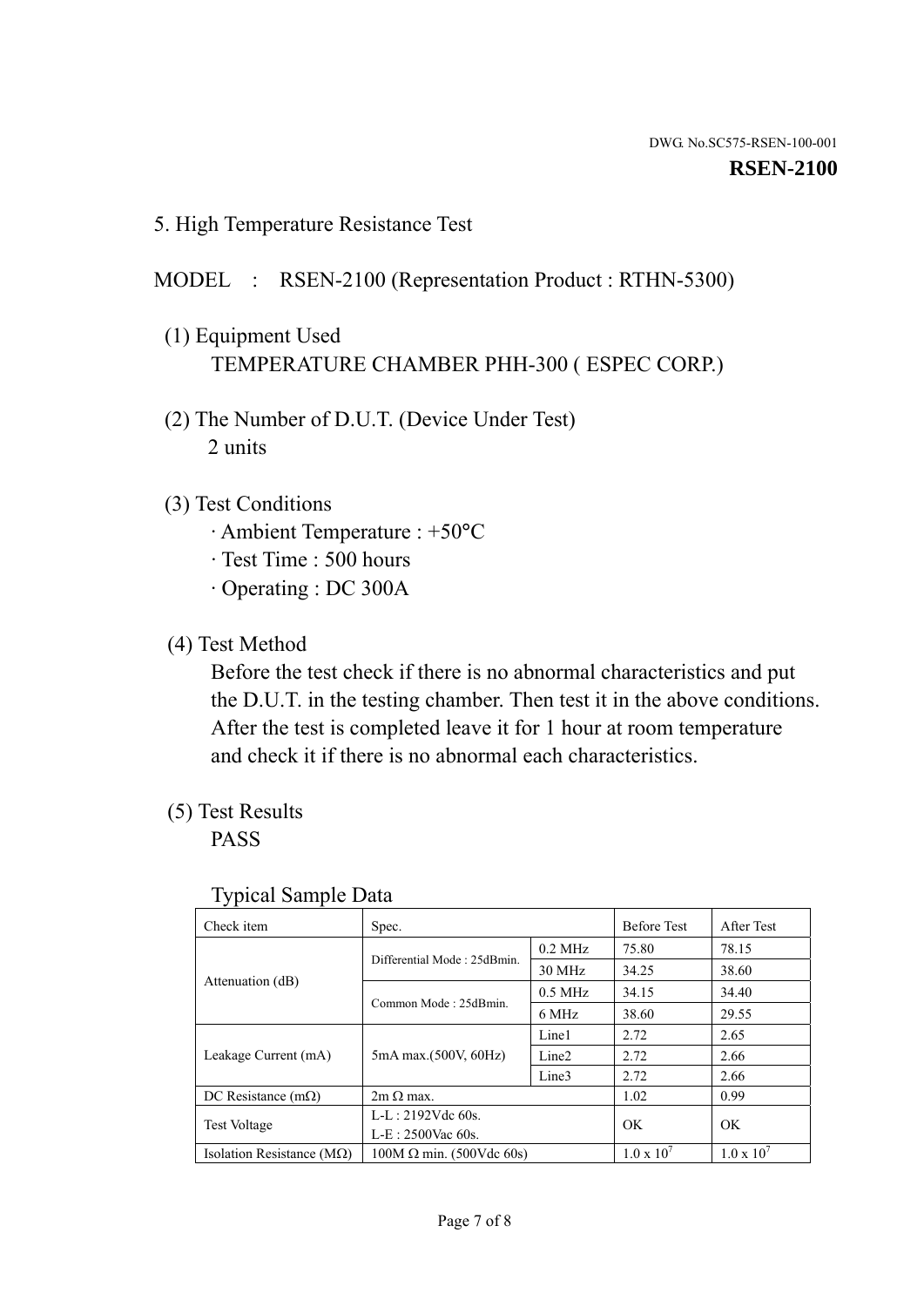DWG. No.SC575-RSEN-100-001

**RSEN-2100**

## 5. High Temperature Resistance Test

MODEL : RSEN-2100 (Representation Product : RTHN-5300)

(1) Equipment Used
TEMPERATURE CHAMBER PHH-300 ( ESPEC CORP.)

(2) The Number of D.U.T. (Device Under Test)
2 units

(3) Test Conditions
· Ambient Temperature : +50°C
· Test Time : 500 hours
· Operating : DC 300A

(4) Test Method
Before the test check if there is no abnormal characteristics and put the D.U.T. in the testing chamber. Then test it in the above conditions. After the test is completed leave it for 1 hour at room temperature and check it if there is no abnormal each characteristics.

(5) Test Results
PASS

Typical Sample Data

| Check item | Spec. | | Before Test | After Test |
|---|---|---|---|---|
| Attenuation (dB) | Differential Mode : 25dBmin. | 0.2 MHz | 75.80 | 78.15 |
| | | 30 MHz | 34.25 | 38.60 |
| | Common Mode : 25dBmin. | 0.5 MHz | 34.15 | 34.40 |
| | | 6 MHz | 38.60 | 29.55 |
| Leakage Current (mA) | 5mA max.(500V, 60Hz) | Line1 | 2.72 | 2.65 |
| | | Line2 | 2.72 | 2.66 |
| | | Line3 | 2.72 | 2.66 |
| DC Resistance (mΩ) | 2m Ω max. | | 1.02 | 0.99 |
| Test Voltage | L-L : 2192Vdc 60s. L-E : 2500Vac 60s. | | OK | OK |
| Isolation Resistance (MΩ) | 100M Ω min. (500Vdc 60s) | | $1.0 \times 10^7$ | $1.0 \times 10^7$ |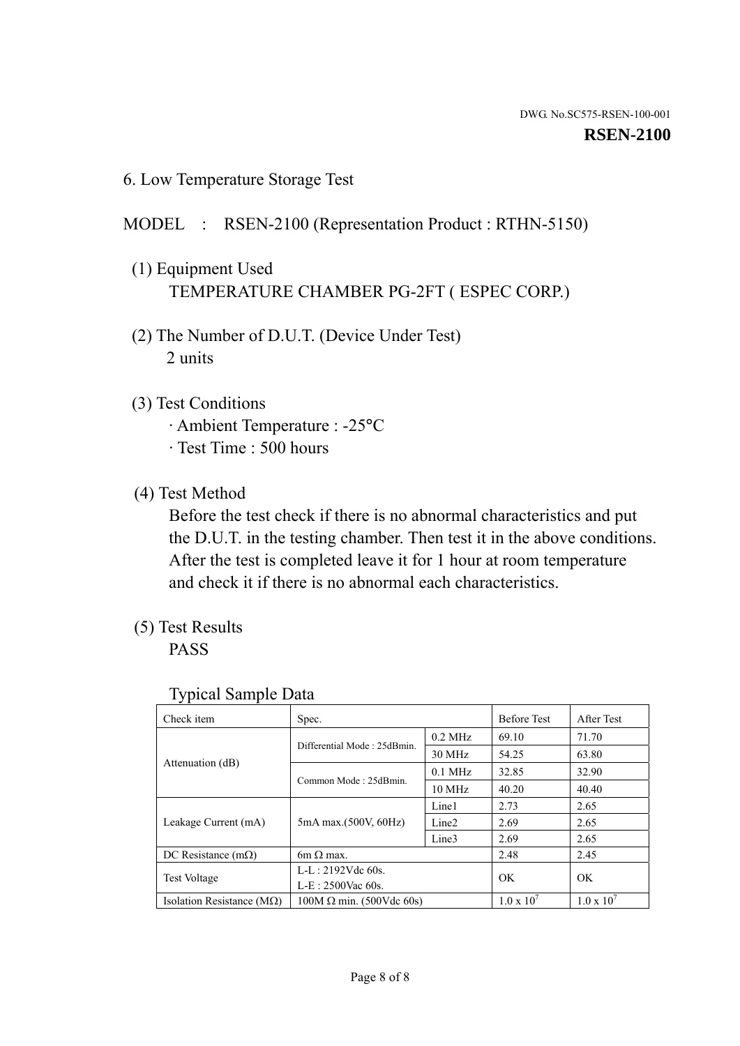DWG. No.SC575-RSEN-100-001

**RSEN-2100**

## 6. Low Temperature Storage Test

MODEL : RSEN-2100 (Representation Product : RTHN-5150)

(1) Equipment Used

TEMPERATURE CHAMBER PG-2FT ( ESPEC CORP.)

(2) The Number of D.U.T. (Device Under Test)

2 units

(3) Test Conditions

· Ambient Temperature : -25°C

· Test Time : 500 hours

(4) Test Method

Before the test check if there is no abnormal characteristics and put the D.U.T. in the testing chamber. Then test it in the above conditions. After the test is completed leave it for 1 hour at room temperature and check it if there is no abnormal each characteristics.

(5) Test Results

PASS

Typical Sample Data

| Check item | Spec. | | Before Test | After Test |
|---|---|---|---|---|
| Attenuation (dB) | Differential Mode : 25dBmin. | 0.2 MHz | 69.10 | 71.70 |
| | | 30 MHz | 54.25 | 63.80 |
| | Common Mode : 25dBmin. | 0.1 MHz | 32.85 | 32.90 |
| | | 10 MHz | 40.20 | 40.40 |
| Leakage Current (mA) | 5mA max.(500V, 60Hz) | Line1 | 2.73 | 2.65 |
| | | Line2 | 2.69 | 2.65 |
| | | Line3 | 2.69 | 2.65 |
| DC Resistance (mΩ) | 6m Ω max. | | 2.48 | 2.45 |
| Test Voltage | L-L : 2192Vdc 60s.<br>L-E : 2500Vac 60s. | | OK | OK |
| Isolation Resistance (MΩ) | 100M Ω min. (500Vdc 60s) | | $1.0 \times 10^7$ | $1.0 \times 10^7$ |